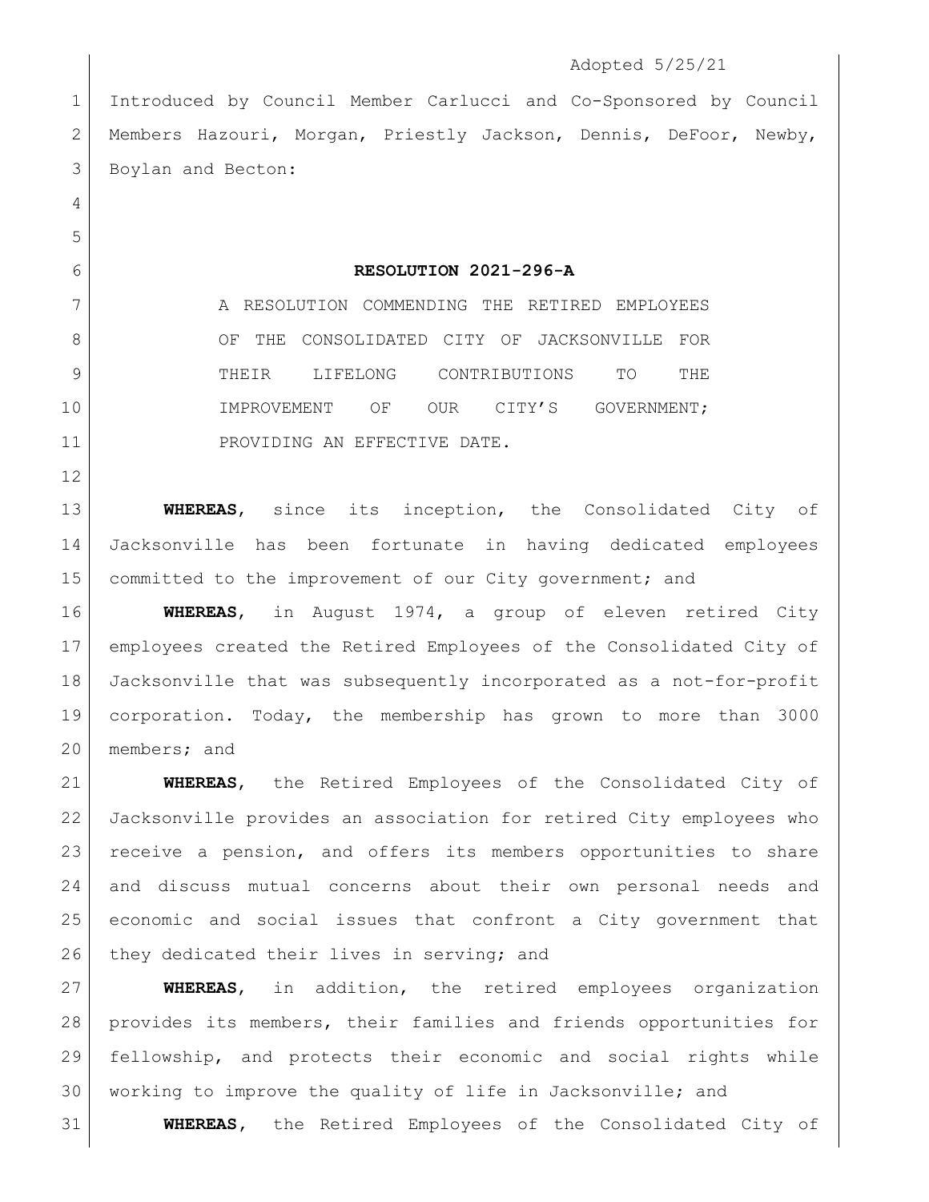Adopted 5/25/21

Introduced by Council Member Carlucci and Co-Sponsored by Council Members Hazouri, Morgan, Priestly Jackson, Dennis, DeFoor, Newby, Boylan and Becton:

# RESOLUTION 2021-296-A

A RESOLUTION COMMENDING THE RETIRED EMPLOYEES OF THE CONSOLIDATED CITY OF JACKSONVILLE FOR THEIR LIFELONG CONTRIBUTIONS TO THE IMPROVEMENT OF OUR CITY'S GOVERNMENT; PROVIDING AN EFFECTIVE DATE.

**WHEREAS**, since its inception, the Consolidated City of Jacksonville has been fortunate in having dedicated employees committed to the improvement of our City government; and

**WHEREAS**, in August 1974, a group of eleven retired City employees created the Retired Employees of the Consolidated City of Jacksonville that was subsequently incorporated as a not-for-profit corporation. Today, the membership has grown to more than 3000 members; and

**WHEREAS**, the Retired Employees of the Consolidated City of Jacksonville provides an association for retired City employees who receive a pension, and offers its members opportunities to share and discuss mutual concerns about their own personal needs and economic and social issues that confront a City government that they dedicated their lives in serving; and

**WHEREAS**, in addition, the retired employees organization provides its members, their families and friends opportunities for fellowship, and protects their economic and social rights while working to improve the quality of life in Jacksonville; and

**WHEREAS**, the Retired Employees of the Consolidated City of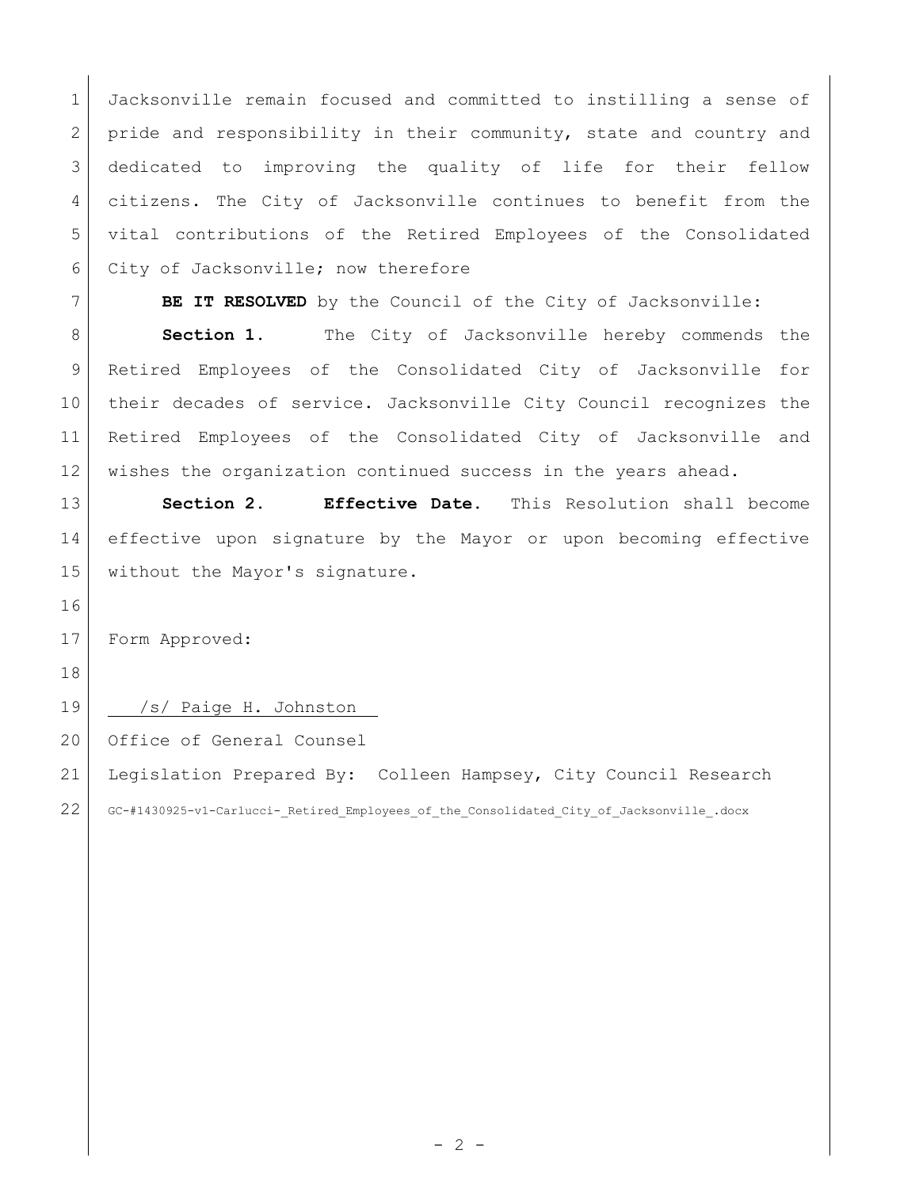Jacksonville remain focused and committed to instilling a sense of pride and responsibility in their community, state and country and dedicated to improving the quality of life for their fellow citizens. The City of Jacksonville continues to benefit from the vital contributions of the Retired Employees of the Consolidated City of Jacksonville; now therefore

**BE IT RESOLVED** by the Council of the City of Jacksonville:

**Section 1.** The City of Jacksonville hereby commends the Retired Employees of the Consolidated City of Jacksonville for their decades of service. Jacksonville City Council recognizes the Retired Employees of the Consolidated City of Jacksonville and wishes the organization continued success in the years ahead.

**Section 2. Effective Date.** This Resolution shall become effective upon signature by the Mayor or upon becoming effective without the Mayor's signature.

Form Approved:

/s/ Paige H. Johnston

Office of General Counsel

Legislation Prepared By: Colleen Hampsey, City Council Research

GC-#1430925-v1-Carlucci-_Retired_Employees_of_the_Consolidated_City_of_Jacksonville_.docx